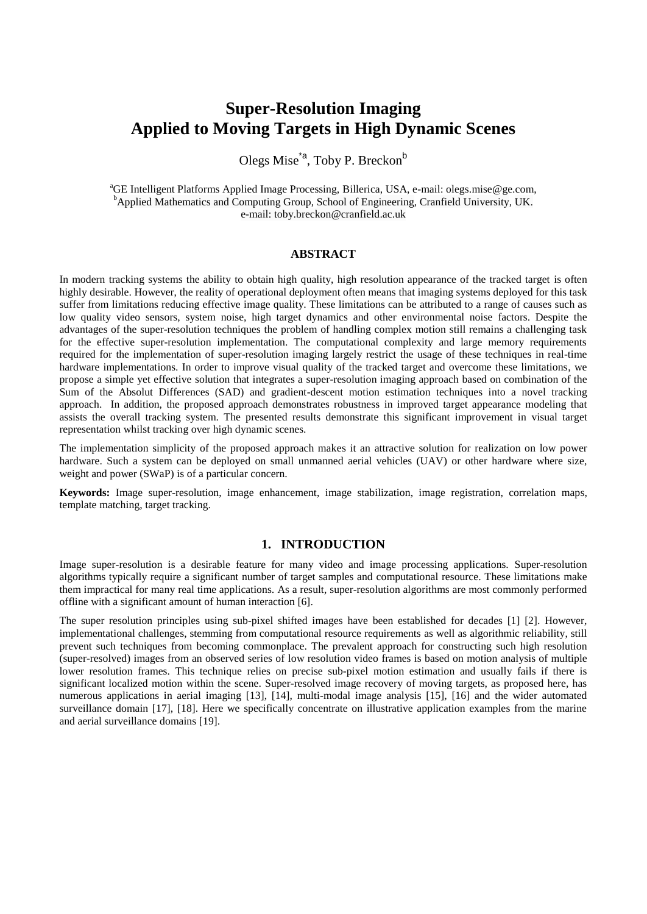# Super-Resolution Imaging
# Applied to Moving Targets in High Dynamic Scenes

Olegs Mise[*a], Toby P. Breckon[b]

[a]GE Intelligent Platforms Applied Image Processing, Billerica, USA, e-mail: olegs.mise@ge.com,
[b]Applied Mathematics and Computing Group, School of Engineering, Cranfield University, UK.
e-mail: toby.breckon@cranfield.ac.uk

## ABSTRACT

In modern tracking systems the ability to obtain high quality, high resolution appearance of the tracked target is often highly desirable. However, the reality of operational deployment often means that imaging systems deployed for this task suffer from limitations reducing effective image quality. These limitations can be attributed to a range of causes such as low quality video sensors, system noise, high target dynamics and other environmental noise factors. Despite the advantages of the super-resolution techniques the problem of handling complex motion still remains a challenging task for the effective super-resolution implementation. The computational complexity and large memory requirements required for the implementation of super-resolution imaging largely restrict the usage of these techniques in real-time hardware implementations. In order to improve visual quality of the tracked target and overcome these limitations, we propose a simple yet effective solution that integrates a super-resolution imaging approach based on combination of the Sum of the Absolut Differences (SAD) and gradient-descent motion estimation techniques into a novel tracking approach. In addition, the proposed approach demonstrates robustness in improved target appearance modeling that assists the overall tracking system. The presented results demonstrate this significant improvement in visual target representation whilst tracking over high dynamic scenes.

The implementation simplicity of the proposed approach makes it an attractive solution for realization on low power hardware. Such a system can be deployed on small unmanned aerial vehicles (UAV) or other hardware where size, weight and power (SWaP) is of a particular concern.

**Keywords:** Image super-resolution, image enhancement, image stabilization, image registration, correlation maps, template matching, target tracking.

## 1. INTRODUCTION

Image super-resolution is a desirable feature for many video and image processing applications. Super-resolution algorithms typically require a significant number of target samples and computational resource. These limitations make them impractical for many real time applications. As a result, super-resolution algorithms are most commonly performed offline with a significant amount of human interaction [6].

The super resolution principles using sub-pixel shifted images have been established for decades [1] [2]. However, implementational challenges, stemming from computational resource requirements as well as algorithmic reliability, still prevent such techniques from becoming commonplace. The prevalent approach for constructing such high resolution (super-resolved) images from an observed series of low resolution video frames is based on motion analysis of multiple lower resolution frames. This technique relies on precise sub-pixel motion estimation and usually fails if there is significant localized motion within the scene. Super-resolved image recovery of moving targets, as proposed here, has numerous applications in aerial imaging [13], [14], multi-modal image analysis [15], [16] and the wider automated surveillance domain [17], [18]. Here we specifically concentrate on illustrative application examples from the marine and aerial surveillance domains [19].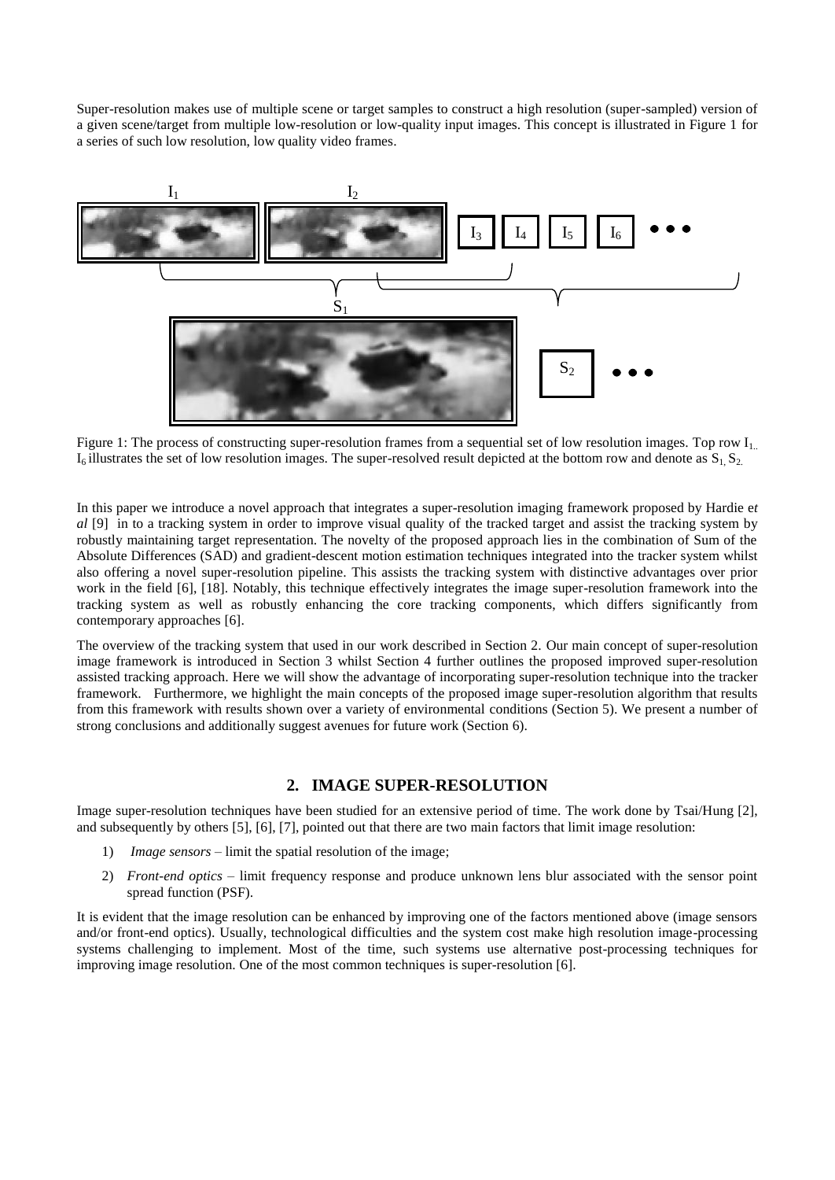Super-resolution makes use of multiple scene or target samples to construct a high resolution (super-sampled) version of a given scene/target from multiple low-resolution or low-quality input images. This concept is illustrated in Figure 1 for a series of such low resolution, low quality video frames.

Figure 1: The process of constructing super-resolution frames from a sequential set of low resolution images. Top row $I_{1..}$ $I_6$ illustrates the set of low resolution images. The super-resolved result depicted at the bottom row and denote as $S_1$, $S_2$.

In this paper we introduce a novel approach that integrates a super-resolution imaging framework proposed by Hardie e*t al* [9] in to a tracking system in order to improve visual quality of the tracked target and assist the tracking system by robustly maintaining target representation. The novelty of the proposed approach lies in the combination of Sum of the Absolute Differences (SAD) and gradient-descent motion estimation techniques integrated into the tracker system whilst also offering a novel super-resolution pipeline. This assists the tracking system with distinctive advantages over prior work in the field [6], [18]. Notably, this technique effectively integrates the image super-resolution framework into the tracking system as well as robustly enhancing the core tracking components, which differs significantly from contemporary approaches [6].

The overview of the tracking system that used in our work described in Section 2. Our main concept of super-resolution image framework is introduced in Section 3 whilst Section 4 further outlines the proposed improved super-resolution assisted tracking approach. Here we will show the advantage of incorporating super-resolution technique into the tracker framework. Furthermore, we highlight the main concepts of the proposed image super-resolution algorithm that results from this framework with results shown over a variety of environmental conditions (Section 5). We present a number of strong conclusions and additionally suggest avenues for future work (Section 6).

## 2. IMAGE SUPER-RESOLUTION

Image super-resolution techniques have been studied for an extensive period of time. The work done by Tsai/Hung [2], and subsequently by others [5], [6], [7], pointed out that there are two main factors that limit image resolution:

1) *Image sensors* – limit the spatial resolution of the image;
2) *Front-end optics* – limit frequency response and produce unknown lens blur associated with the sensor point spread function (PSF).

It is evident that the image resolution can be enhanced by improving one of the factors mentioned above (image sensors and/or front-end optics). Usually, technological difficulties and the system cost make high resolution image-processing systems challenging to implement. Most of the time, such systems use alternative post-processing techniques for improving image resolution. One of the most common techniques is super-resolution [6].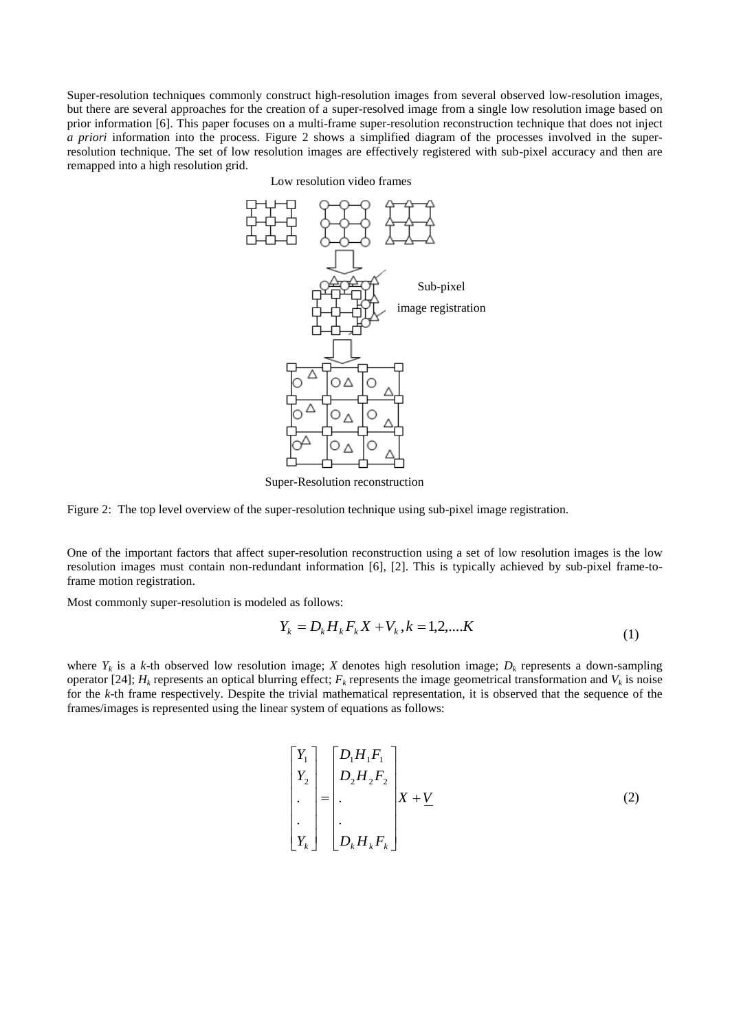Super-resolution techniques commonly construct high-resolution images from several observed low-resolution images, but there are several approaches for the creation of a super-resolved image from a single low resolution image based on prior information [6]. This paper focuses on a multi-frame super-resolution reconstruction technique that does not inject *a priori* information into the process. Figure 2 shows a simplified diagram of the processes involved in the super-resolution technique. The set of low resolution images are effectively registered with sub-pixel accuracy and then are remapped into a high resolution grid.

Low resolution video frames

Sub-pixel image registration

Super-Resolution reconstruction

Figure 2: The top level overview of the super-resolution technique using sub-pixel image registration.

One of the important factors that affect super-resolution reconstruction using a set of low resolution images is the low resolution images must contain non-redundant information [6], [2]. This is typically achieved by sub-pixel frame-to-frame motion registration.

Most commonly super-resolution is modeled as follows:

$$Y_k = D_k H_k F_k X + V_k, k = 1,2,....K \tag{1}$$

where $Y_k$ is a $k$-th observed low resolution image; $X$ denotes high resolution image; $D_k$ represents a down-sampling operator [24]; $H_k$ represents an optical blurring effect; $F_k$ represents the image geometrical transformation and $V_k$ is noise for the $k$-th frame respectively. Despite the trivial mathematical representation, it is observed that the sequence of the frames/images is represented using the linear system of equations as follows:

$$\begin{bmatrix} Y_1 \\ Y_2 \\ . \\ . \\ Y_k \end{bmatrix} = \begin{bmatrix} D_1 H_1 F_1 \\ D_2 H_2 F_2 \\ . \\ . \\ D_k H_k F_k \end{bmatrix} X + \underline{V} \tag{2}$$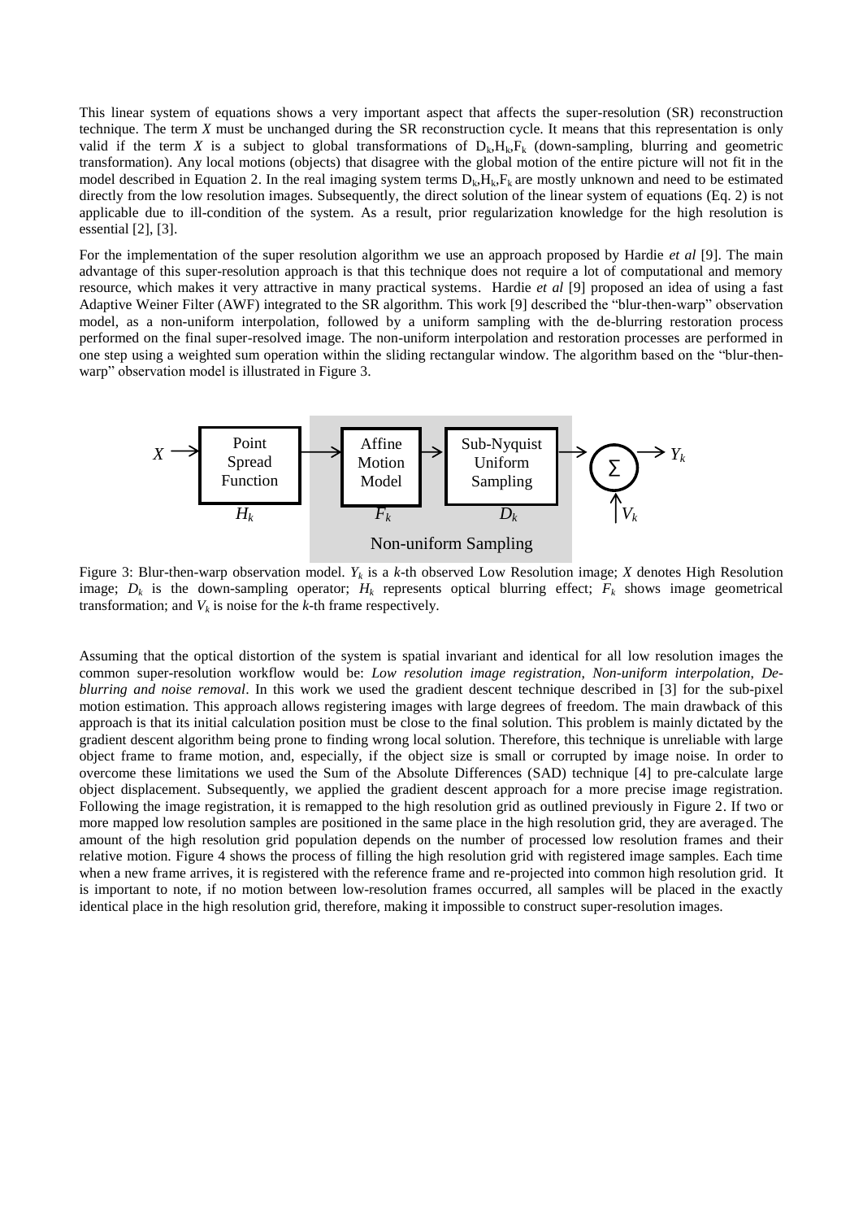This linear system of equations shows a very important aspect that affects the super-resolution (SR) reconstruction technique. The term $X$ must be unchanged during the SR reconstruction cycle. It means that this representation is only valid if the term $X$ is a subject to global transformations of $D_k, H_k, F_k$ (down-sampling, blurring and geometric transformation). Any local motions (objects) that disagree with the global motion of the entire picture will not fit in the model described in Equation 2. In the real imaging system terms $D_k, H_k, F_k$ are mostly unknown and need to be estimated directly from the low resolution images. Subsequently, the direct solution of the linear system of equations (Eq. 2) is not applicable due to ill-condition of the system. As a result, prior regularization knowledge for the high resolution is essential [2], [3].

For the implementation of the super resolution algorithm we use an approach proposed by Hardie *et al* [9]. The main advantage of this super-resolution approach is that this technique does not require a lot of computational and memory resource, which makes it very attractive in many practical systems. Hardie *et al* [9] proposed an idea of using a fast Adaptive Weiner Filter (AWF) integrated to the SR algorithm. This work [9] described the "blur-then-warp" observation model, as a non-uniform interpolation, followed by a uniform sampling with the de-blurring restoration process performed on the final super-resolved image. The non-uniform interpolation and restoration processes are performed in one step using a weighted sum operation within the sliding rectangular window. The algorithm based on the "blur-then-warp" observation model is illustrated in Figure 3.

$X$ → Point Spread Function ($H_k$) → [Non-uniform Sampling: Affine Motion Model ($F_k$) → Sub-Nyquist Uniform Sampling ($D_k$)] → ∑ (+ $V_k$) → $Y_k$

Figure 3: Blur-then-warp observation model. $Y_k$ is a $k$-th observed Low Resolution image; $X$ denotes High Resolution image; $D_k$ is the down-sampling operator; $H_k$ represents optical blurring effect; $F_k$ shows image geometrical transformation; and $V_k$ is noise for the $k$-th frame respectively.

Assuming that the optical distortion of the system is spatial invariant and identical for all low resolution images the common super-resolution workflow would be: *Low resolution image registration, Non-uniform interpolation, De-blurring and noise removal*. In this work we used the gradient descent technique described in [3] for the sub-pixel motion estimation. This approach allows registering images with large degrees of freedom. The main drawback of this approach is that its initial calculation position must be close to the final solution. This problem is mainly dictated by the gradient descent algorithm being prone to finding wrong local solution. Therefore, this technique is unreliable with large object frame to frame motion, and, especially, if the object size is small or corrupted by image noise. In order to overcome these limitations we used the Sum of the Absolute Differences (SAD) technique [4] to pre-calculate large object displacement. Subsequently, we applied the gradient descent approach for a more precise image registration. Following the image registration, it is remapped to the high resolution grid as outlined previously in Figure 2. If two or more mapped low resolution samples are positioned in the same place in the high resolution grid, they are averaged. The amount of the high resolution grid population depends on the number of processed low resolution frames and their relative motion. Figure 4 shows the process of filling the high resolution grid with registered image samples. Each time when a new frame arrives, it is registered with the reference frame and re-projected into common high resolution grid. It is important to note, if no motion between low-resolution frames occurred, all samples will be placed in the exactly identical place in the high resolution grid, therefore, making it impossible to construct super-resolution images.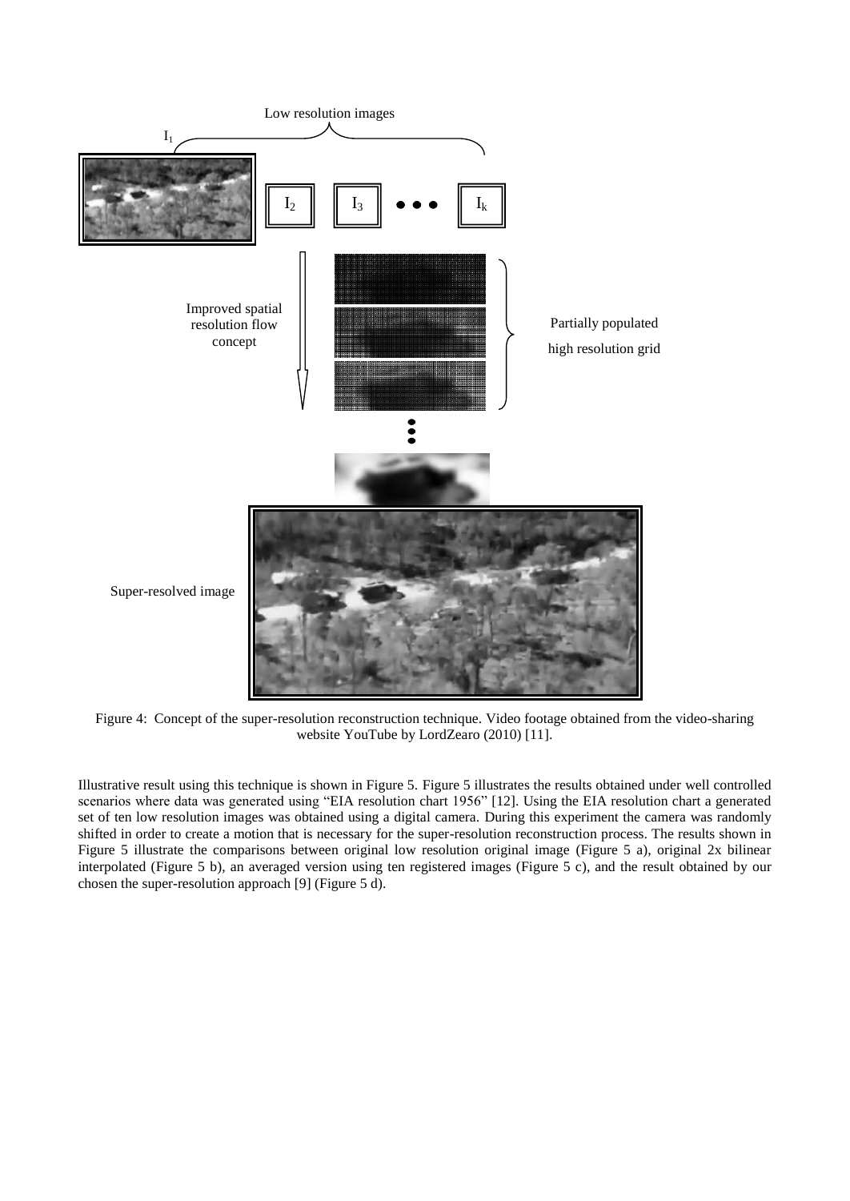Figure 4: Concept of the super-resolution reconstruction technique. Video footage obtained from the video-sharing website YouTube by LordZearo (2010) [11].

Illustrative result using this technique is shown in Figure 5. Figure 5 illustrates the results obtained under well controlled scenarios where data was generated using "EIA resolution chart 1956" [12]. Using the EIA resolution chart a generated set of ten low resolution images was obtained using a digital camera. During this experiment the camera was randomly shifted in order to create a motion that is necessary for the super-resolution reconstruction process. The results shown in Figure 5 illustrate the comparisons between original low resolution original image (Figure 5 a), original 2x bilinear interpolated (Figure 5 b), an averaged version using ten registered images (Figure 5 c), and the result obtained by our chosen the super-resolution approach [9] (Figure 5 d).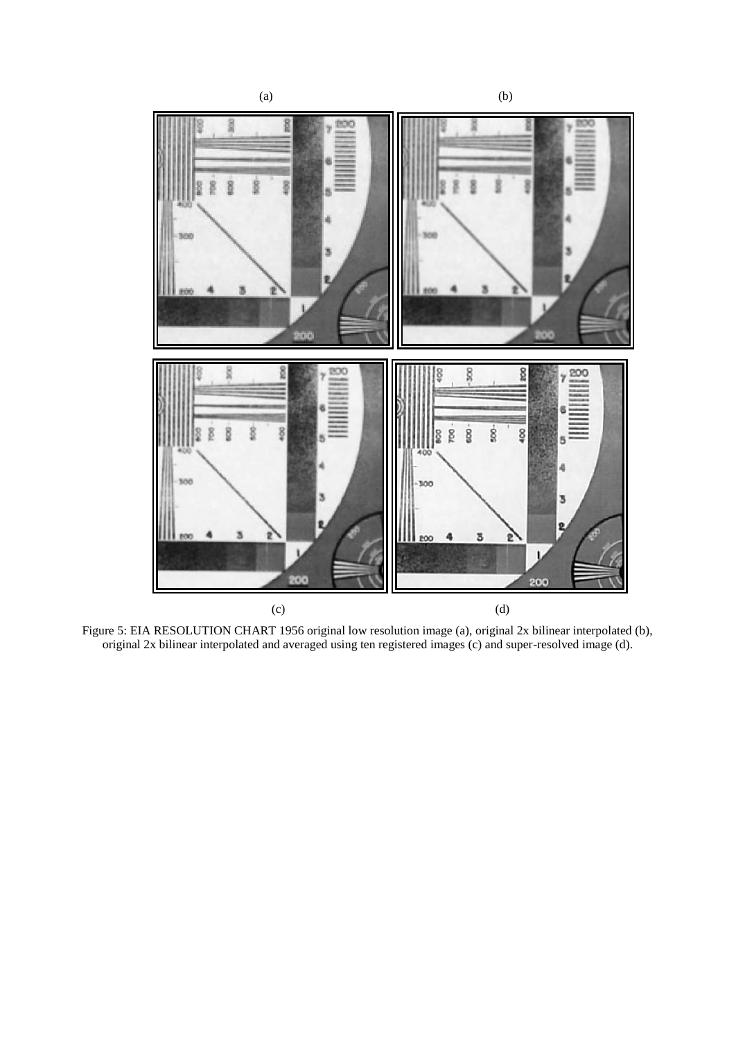Figure 5: EIA RESOLUTION CHART 1956 original low resolution image (a), original 2x bilinear interpolated (b), original 2x bilinear interpolated and averaged using ten registered images (c) and super-resolved image (d).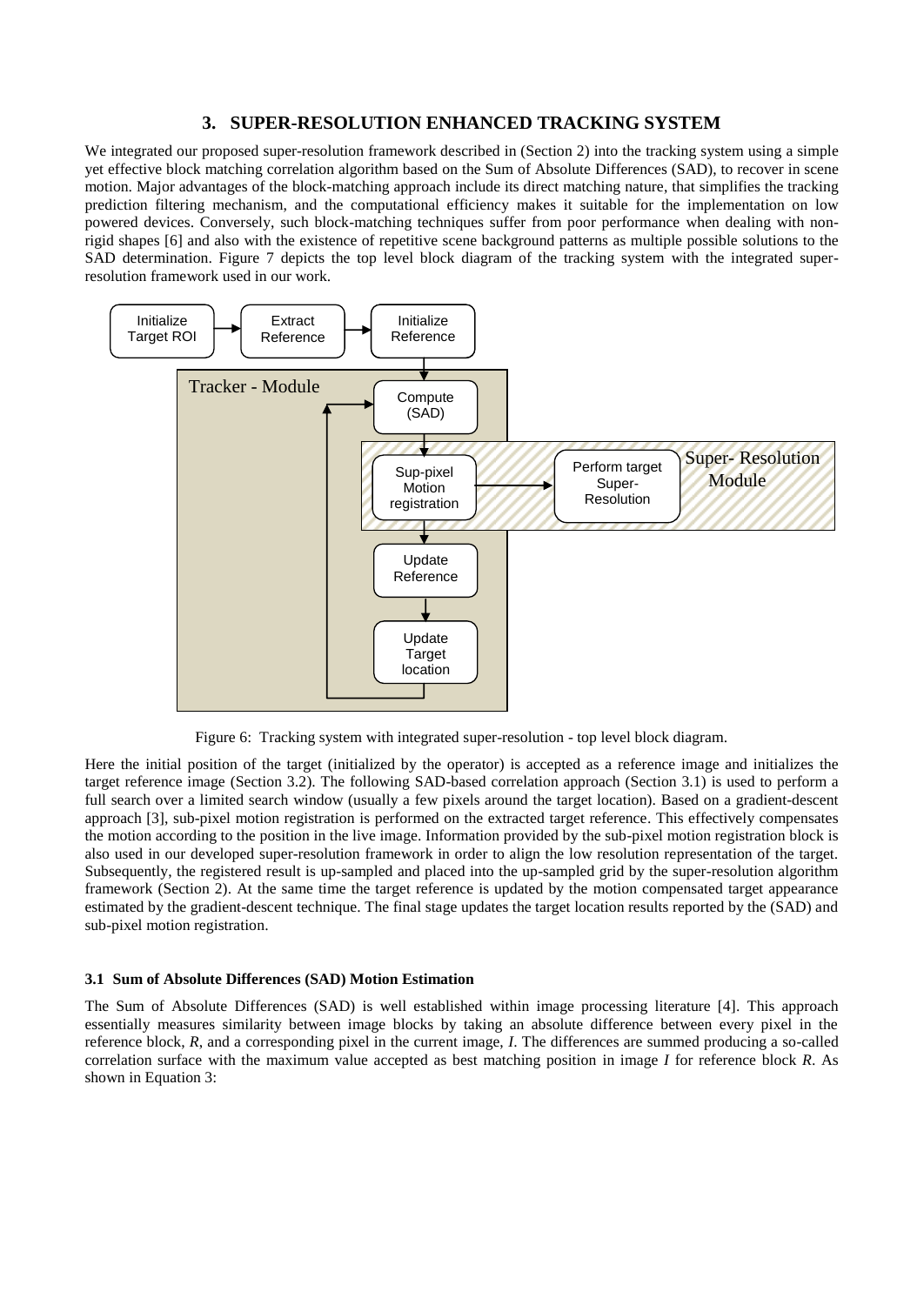## 3. SUPER-RESOLUTION ENHANCED TRACKING SYSTEM

We integrated our proposed super-resolution framework described in (Section 2) into the tracking system using a simple yet effective block matching correlation algorithm based on the Sum of Absolute Differences (SAD), to recover in scene motion. Major advantages of the block-matching approach include its direct matching nature, that simplifies the tracking prediction filtering mechanism, and the computational efficiency makes it suitable for the implementation on low powered devices. Conversely, such block-matching techniques suffer from poor performance when dealing with non-rigid shapes [6] and also with the existence of repetitive scene background patterns as multiple possible solutions to the SAD determination. Figure 7 depicts the top level block diagram of the tracking system with the integrated super-resolution framework used in our work.

Figure 6: Tracking system with integrated super-resolution - top level block diagram.

Here the initial position of the target (initialized by the operator) is accepted as a reference image and initializes the target reference image (Section 3.2). The following SAD-based correlation approach (Section 3.1) is used to perform a full search over a limited search window (usually a few pixels around the target location). Based on a gradient-descent approach [3], sub-pixel motion registration is performed on the extracted target reference. This effectively compensates the motion according to the position in the live image. Information provided by the sub-pixel motion registration block is also used in our developed super-resolution framework in order to align the low resolution representation of the target. Subsequently, the registered result is up-sampled and placed into the up-sampled grid by the super-resolution algorithm framework (Section 2). At the same time the target reference is updated by the motion compensated target appearance estimated by the gradient-descent technique. The final stage updates the target location results reported by the (SAD) and sub-pixel motion registration.

### 3.1 Sum of Absolute Differences (SAD) Motion Estimation

The Sum of Absolute Differences (SAD) is well established within image processing literature [4]. This approach essentially measures similarity between image blocks by taking an absolute difference between every pixel in the reference block, *R*, and a corresponding pixel in the current image, *I*. The differences are summed producing a so-called correlation surface with the maximum value accepted as best matching position in image *I* for reference block *R*. As shown in Equation 3: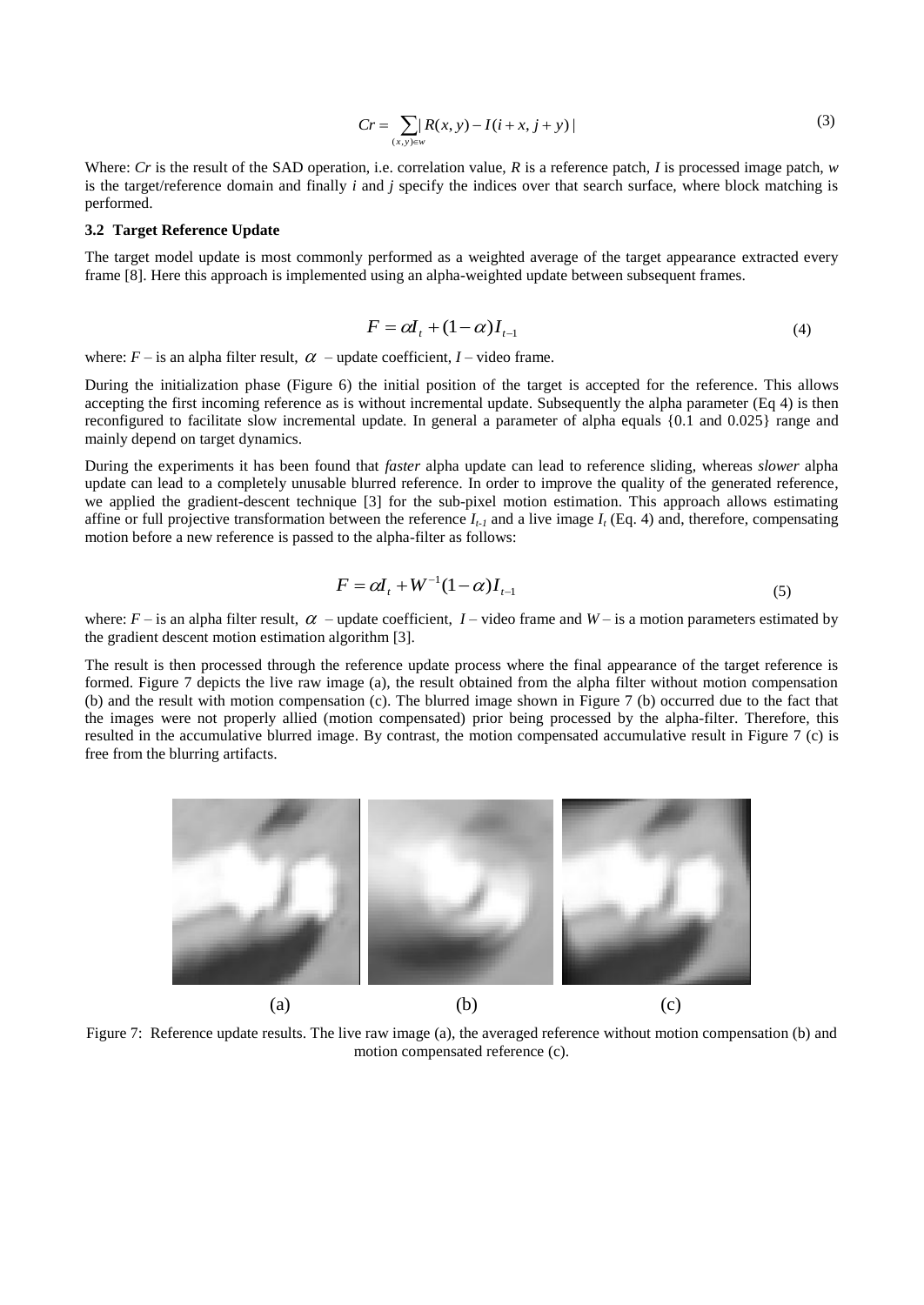$$Cr = \sum_{(x,y)\in w} | R(x,y) - I(i+x, j+y) | \tag{3}$$

Where: *Cr* is the result of the SAD operation, i.e. correlation value, *R* is a reference patch, *I* is processed image patch, *w* is the target/reference domain and finally *i* and *j* specify the indices over that search surface, where block matching is performed.

### 3.2 Target Reference Update

The target model update is most commonly performed as a weighted average of the target appearance extracted every frame [8]. Here this approach is implemented using an alpha-weighted update between subsequent frames.

$$F = \alpha I_t + (1-\alpha) I_{t-1} \tag{4}$$

where: $F$ – is an alpha filter result, $\alpha$ – update coefficient, $I$ – video frame.

During the initialization phase (Figure 6) the initial position of the target is accepted for the reference. This allows accepting the first incoming reference as is without incremental update. Subsequently the alpha parameter (Eq 4) is then reconfigured to facilitate slow incremental update. In general a parameter of alpha equals {0.1 and 0.025} range and mainly depend on target dynamics.

During the experiments it has been found that *faster* alpha update can lead to reference sliding, whereas *slower* alpha update can lead to a completely unusable blurred reference. In order to improve the quality of the generated reference, we applied the gradient-descent technique [3] for the sub-pixel motion estimation. This approach allows estimating affine or full projective transformation between the reference $I_{t-1}$ and a live image $I_t$ (Eq. 4) and, therefore, compensating motion before a new reference is passed to the alpha-filter as follows:

$$F = \alpha I_t + W^{-1}(1-\alpha) I_{t-1} \tag{5}$$

where: $F$ – is an alpha filter result, $\alpha$ – update coefficient, $I$ – video frame and $W$ – is a motion parameters estimated by the gradient descent motion estimation algorithm [3].

The result is then processed through the reference update process where the final appearance of the target reference is formed. Figure 7 depicts the live raw image (a), the result obtained from the alpha filter without motion compensation (b) and the result with motion compensation (c). The blurred image shown in Figure 7 (b) occurred due to the fact that the images were not properly allied (motion compensated) prior being processed by the alpha-filter. Therefore, this resulted in the accumulative blurred image. By contrast, the motion compensated accumulative result in Figure 7 (c) is free from the blurring artifacts.

(a) (b) (c)

Figure 7: Reference update results. The live raw image (a), the averaged reference without motion compensation (b) and motion compensated reference (c).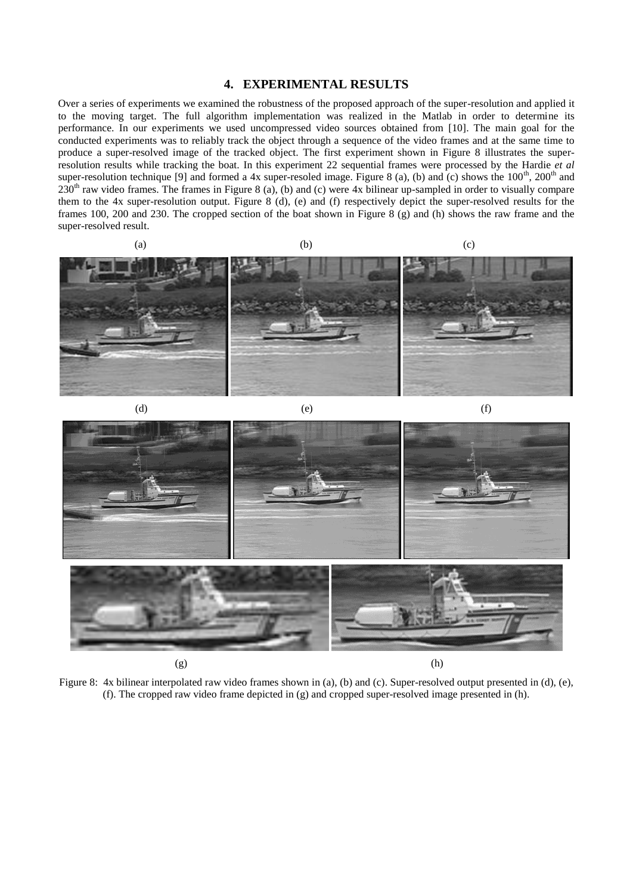## 4. EXPERIMENTAL RESULTS

Over a series of experiments we examined the robustness of the proposed approach of the super-resolution and applied it to the moving target. The full algorithm implementation was realized in the Matlab in order to determine its performance. In our experiments we used uncompressed video sources obtained from [10]. The main goal for the conducted experiments was to reliably track the object through a sequence of the video frames and at the same time to produce a super-resolved image of the tracked object. The first experiment shown in Figure 8 illustrates the super-resolution results while tracking the boat. In this experiment 22 sequential frames were processed by the Hardie *et al* super-resolution technique [9] and formed a 4x super-resoled image. Figure 8 (a), (b) and (c) shows the 100[th], 200[th] and 230[th] raw video frames. The frames in Figure 8 (a), (b) and (c) were 4x bilinear up-sampled in order to visually compare them to the 4x super-resolution output. Figure 8 (d), (e) and (f) respectively depict the super-resolved results for the frames 100, 200 and 230. The cropped section of the boat shown in Figure 8 (g) and (h) shows the raw frame and the super-resolved result.

Figure 8: 4x bilinear interpolated raw video frames shown in (a), (b) and (c). Super-resolved output presented in (d), (e), (f). The cropped raw video frame depicted in (g) and cropped super-resolved image presented in (h).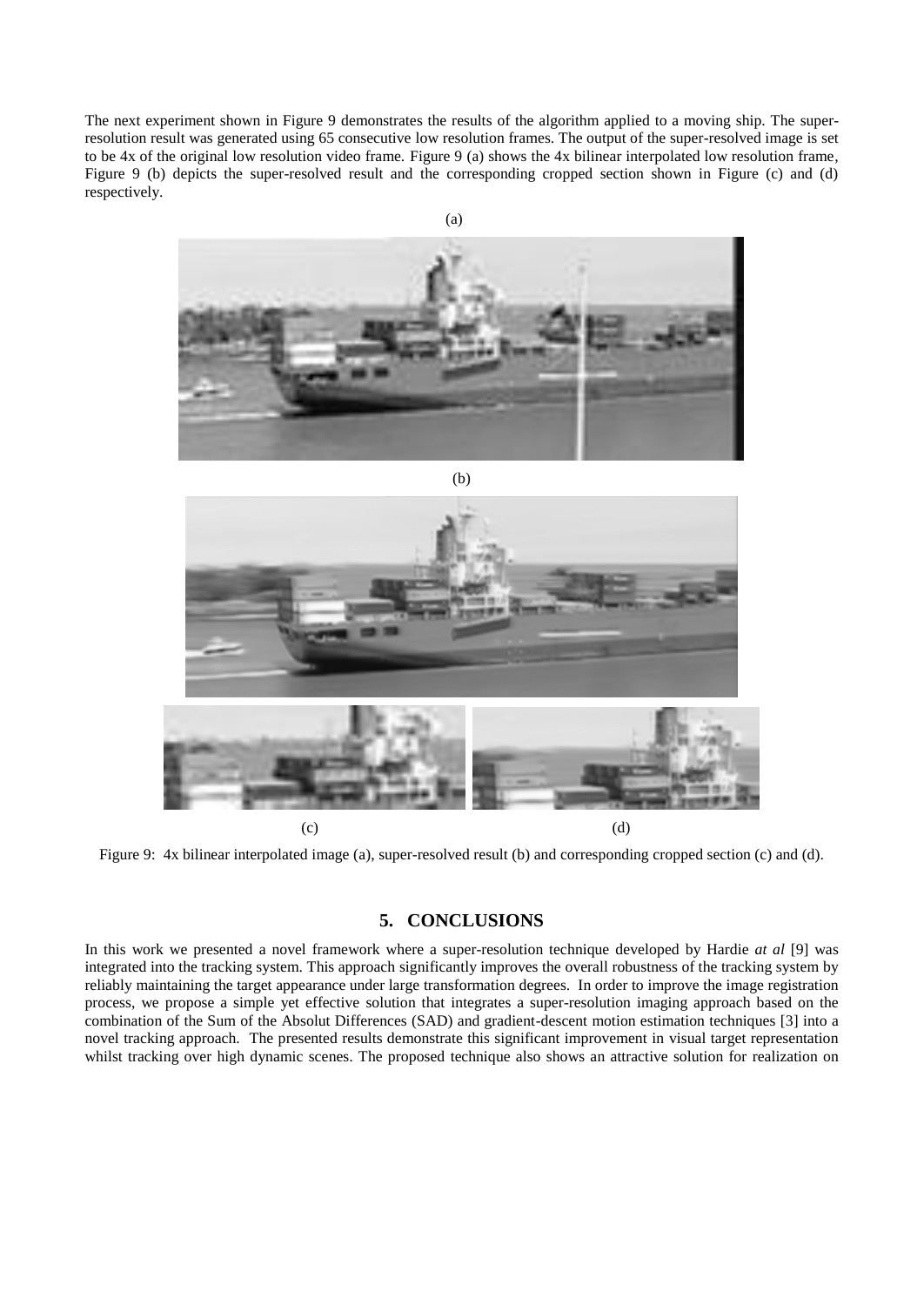The next experiment shown in Figure 9 demonstrates the results of the algorithm applied to a moving ship. The super-resolution result was generated using 65 consecutive low resolution frames. The output of the super-resolved image is set to be 4x of the original low resolution video frame. Figure 9 (a) shows the 4x bilinear interpolated low resolution frame, Figure 9 (b) depicts the super-resolved result and the corresponding cropped section shown in Figure (c) and (d) respectively.

(a)

(b)

(c) (d)

Figure 9: 4x bilinear interpolated image (a), super-resolved result (b) and corresponding cropped section (c) and (d).

## 5. CONCLUSIONS

In this work we presented a novel framework where a super-resolution technique developed by Hardie *at al* [9] was integrated into the tracking system. This approach significantly improves the overall robustness of the tracking system by reliably maintaining the target appearance under large transformation degrees. In order to improve the image registration process, we propose a simple yet effective solution that integrates a super-resolution imaging approach based on the combination of the Sum of the Absolut Differences (SAD) and gradient-descent motion estimation techniques [3] into a novel tracking approach. The presented results demonstrate this significant improvement in visual target representation whilst tracking over high dynamic scenes. The proposed technique also shows an attractive solution for realization on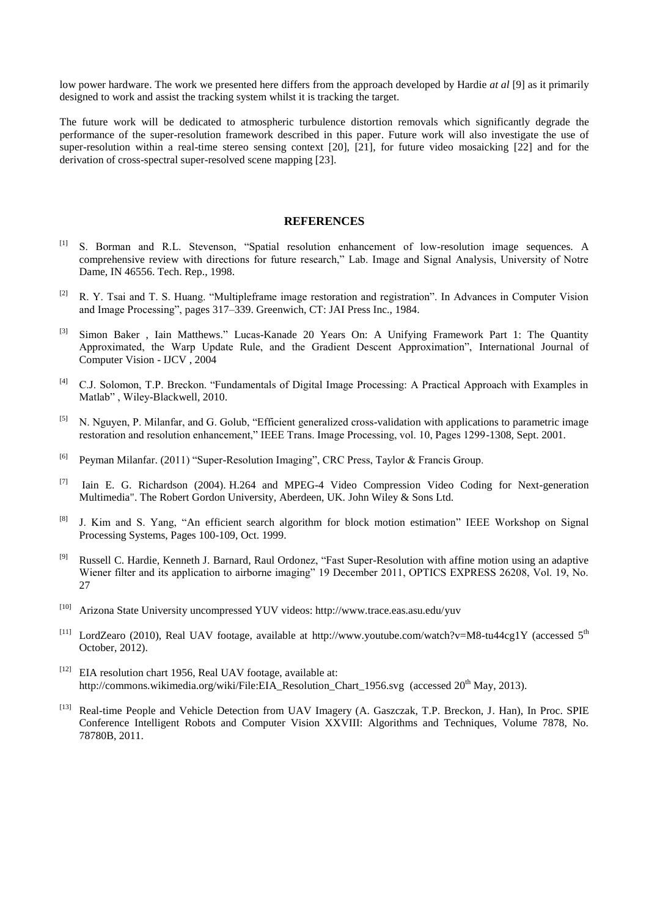low power hardware. The work we presented here differs from the approach developed by Hardie *at al* [9] as it primarily designed to work and assist the tracking system whilst it is tracking the target.

The future work will be dedicated to atmospheric turbulence distortion removals which significantly degrade the performance of the super-resolution framework described in this paper. Future work will also investigate the use of super-resolution within a real-time stereo sensing context [20], [21], for future video mosaicking [22] and for the derivation of cross-spectral super-resolved scene mapping [23].

## REFERENCES

[1] S. Borman and R.L. Stevenson, "Spatial resolution enhancement of low-resolution image sequences. A comprehensive review with directions for future research," Lab. Image and Signal Analysis, University of Notre Dame, IN 46556. Tech. Rep., 1998.

[2] R. Y. Tsai and T. S. Huang. "Multipleframe image restoration and registration". In Advances in Computer Vision and Image Processing", pages 317–339. Greenwich, CT: JAI Press Inc., 1984.

[3] Simon Baker , Iain Matthews." Lucas-Kanade 20 Years On: A Unifying Framework Part 1: The Quantity Approximated, the Warp Update Rule, and the Gradient Descent Approximation", International Journal of Computer Vision - IJCV , 2004

[4] C.J. Solomon, T.P. Breckon. "Fundamentals of Digital Image Processing: A Practical Approach with Examples in Matlab" , Wiley-Blackwell, 2010.

[5] N. Nguyen, P. Milanfar, and G. Golub, "Efficient generalized cross-validation with applications to parametric image restoration and resolution enhancement," IEEE Trans. Image Processing, vol. 10, Pages 1299-1308, Sept. 2001.

[6] Peyman Milanfar. (2011) "Super-Resolution Imaging", CRC Press, Taylor & Francis Group.

[7] Iain E. G. Richardson (2004). H.264 and MPEG-4 Video Compression Video Coding for Next-generation Multimedia". The Robert Gordon University, Aberdeen, UK. John Wiley & Sons Ltd.

[8] J. Kim and S. Yang, "An efficient search algorithm for block motion estimation" IEEE Workshop on Signal Processing Systems, Pages 100-109, Oct. 1999.

[9] Russell C. Hardie, Kenneth J. Barnard, Raul Ordonez, "Fast Super-Resolution with affine motion using an adaptive Wiener filter and its application to airborne imaging" 19 December 2011, OPTICS EXPRESS 26208, Vol. 19, No. 27

[10] Arizona State University uncompressed YUV videos: http://www.trace.eas.asu.edu/yuv

[11] LordZearo (2010), Real UAV footage, available at http://www.youtube.com/watch?v=M8-tu44cg1Y (accessed 5th October, 2012).

[12] EIA resolution chart 1956, Real UAV footage, available at: http://commons.wikimedia.org/wiki/File:EIA_Resolution_Chart_1956.svg (accessed 20th May, 2013).

[13] Real-time People and Vehicle Detection from UAV Imagery (A. Gaszczak, T.P. Breckon, J. Han), In Proc. SPIE Conference Intelligent Robots and Computer Vision XXVIII: Algorithms and Techniques, Volume 7878, No. 78780B, 2011.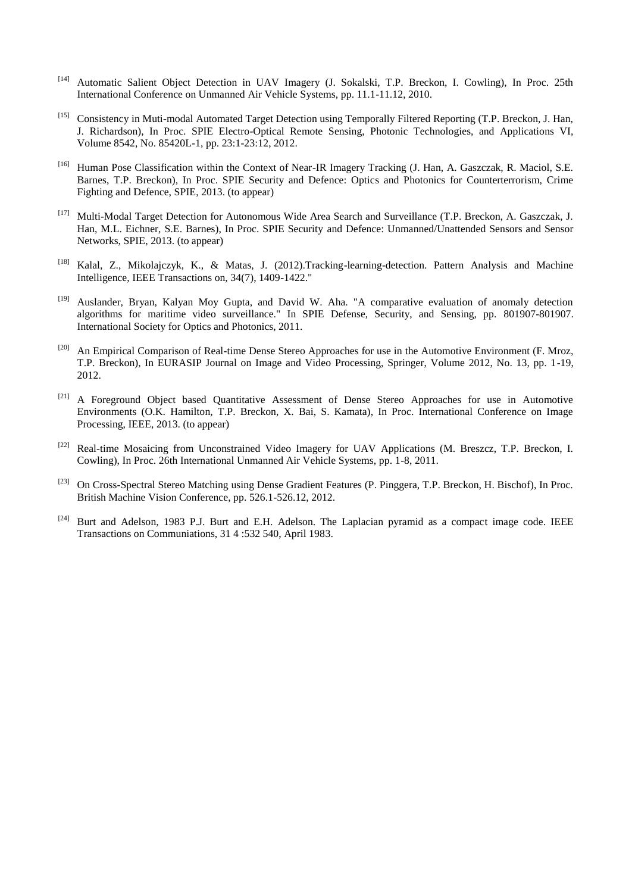[14] Automatic Salient Object Detection in UAV Imagery (J. Sokalski, T.P. Breckon, I. Cowling), In Proc. 25th International Conference on Unmanned Air Vehicle Systems, pp. 11.1-11.12, 2010.

[15] Consistency in Muti-modal Automated Target Detection using Temporally Filtered Reporting (T.P. Breckon, J. Han, J. Richardson), In Proc. SPIE Electro-Optical Remote Sensing, Photonic Technologies, and Applications VI, Volume 8542, No. 85420L-1, pp. 23:1-23:12, 2012.

[16] Human Pose Classification within the Context of Near-IR Imagery Tracking (J. Han, A. Gaszczak, R. Maciol, S.E. Barnes, T.P. Breckon), In Proc. SPIE Security and Defence: Optics and Photonics for Counterterrorism, Crime Fighting and Defence, SPIE, 2013. (to appear)

[17] Multi-Modal Target Detection for Autonomous Wide Area Search and Surveillance (T.P. Breckon, A. Gaszczak, J. Han, M.L. Eichner, S.E. Barnes), In Proc. SPIE Security and Defence: Unmanned/Unattended Sensors and Sensor Networks, SPIE, 2013. (to appear)

[18] Kalal, Z., Mikolajczyk, K., & Matas, J. (2012).Tracking-learning-detection. Pattern Analysis and Machine Intelligence, IEEE Transactions on, 34(7), 1409-1422."

[19] Auslander, Bryan, Kalyan Moy Gupta, and David W. Aha. "A comparative evaluation of anomaly detection algorithms for maritime video surveillance." In SPIE Defense, Security, and Sensing, pp. 801907-801907. International Society for Optics and Photonics, 2011.

[20] An Empirical Comparison of Real-time Dense Stereo Approaches for use in the Automotive Environment (F. Mroz, T.P. Breckon), In EURASIP Journal on Image and Video Processing, Springer, Volume 2012, No. 13, pp. 1-19, 2012.

[21] A Foreground Object based Quantitative Assessment of Dense Stereo Approaches for use in Automotive Environments (O.K. Hamilton, T.P. Breckon, X. Bai, S. Kamata), In Proc. International Conference on Image Processing, IEEE, 2013. (to appear)

[22] Real-time Mosaicing from Unconstrained Video Imagery for UAV Applications (M. Breszcz, T.P. Breckon, I. Cowling), In Proc. 26th International Unmanned Air Vehicle Systems, pp. 1-8, 2011.

[23] On Cross-Spectral Stereo Matching using Dense Gradient Features (P. Pinggera, T.P. Breckon, H. Bischof), In Proc. British Machine Vision Conference, pp. 526.1-526.12, 2012.

[24] Burt and Adelson, 1983 P.J. Burt and E.H. Adelson. The Laplacian pyramid as a compact image code. IEEE Transactions on Communiations, 31 4 :532 540, April 1983.